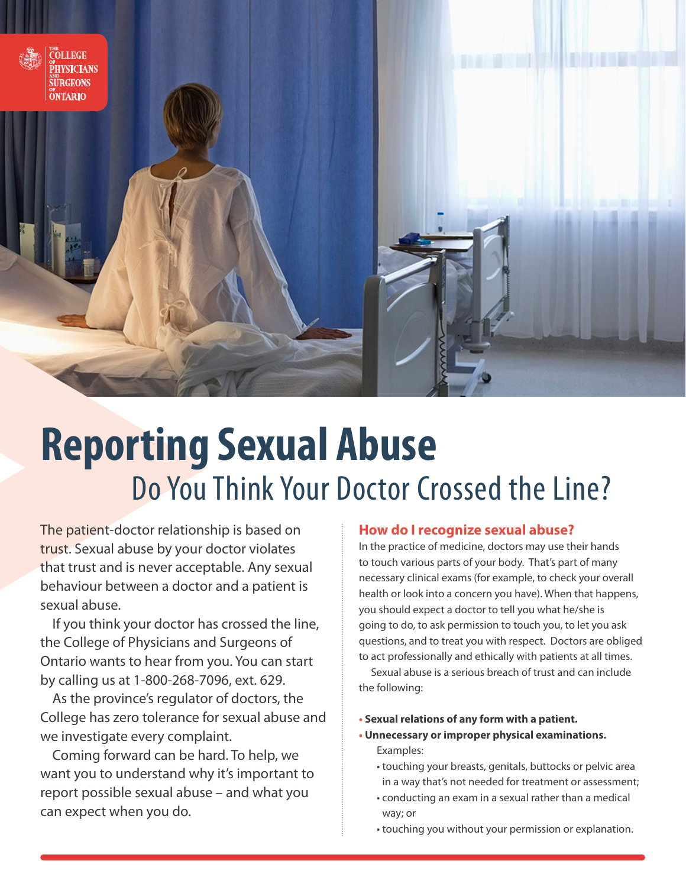THE COLLEGE OF PHYSICIANS AND SURGEONS OF ONTARIO

# Reporting Sexual Abuse

## Do You Think Your Doctor Crossed the Line?

The patient-doctor relationship is based on trust. Sexual abuse by your doctor violates that trust and is never acceptable. Any sexual behaviour between a doctor and a patient is sexual abuse.

If you think your doctor has crossed the line, the College of Physicians and Surgeons of Ontario wants to hear from you. You can start by calling us at 1-800-268-7096, ext. 629.

As the province's regulator of doctors, the College has zero tolerance for sexual abuse and we investigate every complaint.

Coming forward can be hard. To help, we want you to understand why it's important to report possible sexual abuse – and what you can expect when you do.

### How do I recognize sexual abuse?

In the practice of medicine, doctors may use their hands to touch various parts of your body. That's part of many necessary clinical exams (for example, to check your overall health or look into a concern you have). When that happens, you should expect a doctor to tell you what he/she is going to do, to ask permission to touch you, to let you ask questions, and to treat you with respect. Doctors are obliged to act professionally and ethically with patients at all times.

Sexual abuse is a serious breach of trust and can include the following:

- **Sexual relations of any form with a patient.**
- **Unnecessary or improper physical examinations.**

  Examples:

  - touching your breasts, genitals, buttocks or pelvic area in a way that's not needed for treatment or assessment;
  - conducting an exam in a sexual rather than a medical way; or
  - touching you without your permission or explanation.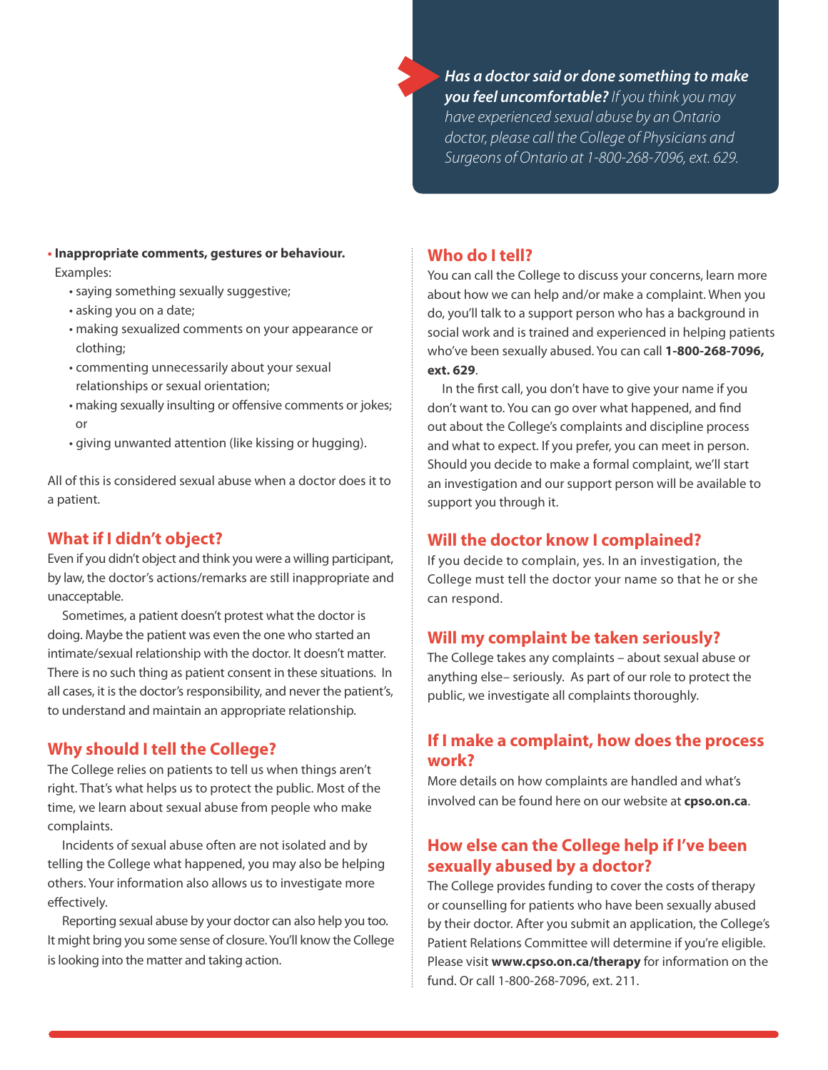***Has a doctor said or done something to make you feel uncomfortable?*** *If you think you may have experienced sexual abuse by an Ontario doctor, please call the College of Physicians and Surgeons of Ontario at 1-800-268-7096, ext. 629.*

- **Inappropriate comments, gestures or behaviour.**
  Examples:
  - saying something sexually suggestive;
  - asking you on a date;
  - making sexualized comments on your appearance or clothing;
  - commenting unnecessarily about your sexual relationships or sexual orientation;
  - making sexually insulting or offensive comments or jokes; or
  - giving unwanted attention (like kissing or hugging).

All of this is considered sexual abuse when a doctor does it to a patient.

## What if I didn't object?

Even if you didn't object and think you were a willing participant, by law, the doctor's actions/remarks are still inappropriate and unacceptable.

Sometimes, a patient doesn't protest what the doctor is doing. Maybe the patient was even the one who started an intimate/sexual relationship with the doctor. It doesn't matter. There is no such thing as patient consent in these situations. In all cases, it is the doctor's responsibility, and never the patient's, to understand and maintain an appropriate relationship.

## Why should I tell the College?

The College relies on patients to tell us when things aren't right. That's what helps us to protect the public. Most of the time, we learn about sexual abuse from people who make complaints.

Incidents of sexual abuse often are not isolated and by telling the College what happened, you may also be helping others. Your information also allows us to investigate more effectively.

Reporting sexual abuse by your doctor can also help you too. It might bring you some sense of closure. You'll know the College is looking into the matter and taking action.

## Who do I tell?

You can call the College to discuss your concerns, learn more about how we can help and/or make a complaint. When you do, you'll talk to a support person who has a background in social work and is trained and experienced in helping patients who've been sexually abused. You can call **1-800-268-7096, ext. 629**.

In the first call, you don't have to give your name if you don't want to. You can go over what happened, and find out about the College's complaints and discipline process and what to expect. If you prefer, you can meet in person. Should you decide to make a formal complaint, we'll start an investigation and our support person will be available to support you through it.

## Will the doctor know I complained?

If you decide to complain, yes. In an investigation, the College must tell the doctor your name so that he or she can respond.

## Will my complaint be taken seriously?

The College takes any complaints – about sexual abuse or anything else– seriously. As part of our role to protect the public, we investigate all complaints thoroughly.

## If I make a complaint, how does the process work?

More details on how complaints are handled and what's involved can be found here on our website at **cpso.on.ca**.

## How else can the College help if I've been sexually abused by a doctor?

The College provides funding to cover the costs of therapy or counselling for patients who have been sexually abused by their doctor. After you submit an application, the College's Patient Relations Committee will determine if you're eligible. Please visit **www.cpso.on.ca/therapy** for information on the fund. Or call 1-800-268-7096, ext. 211.